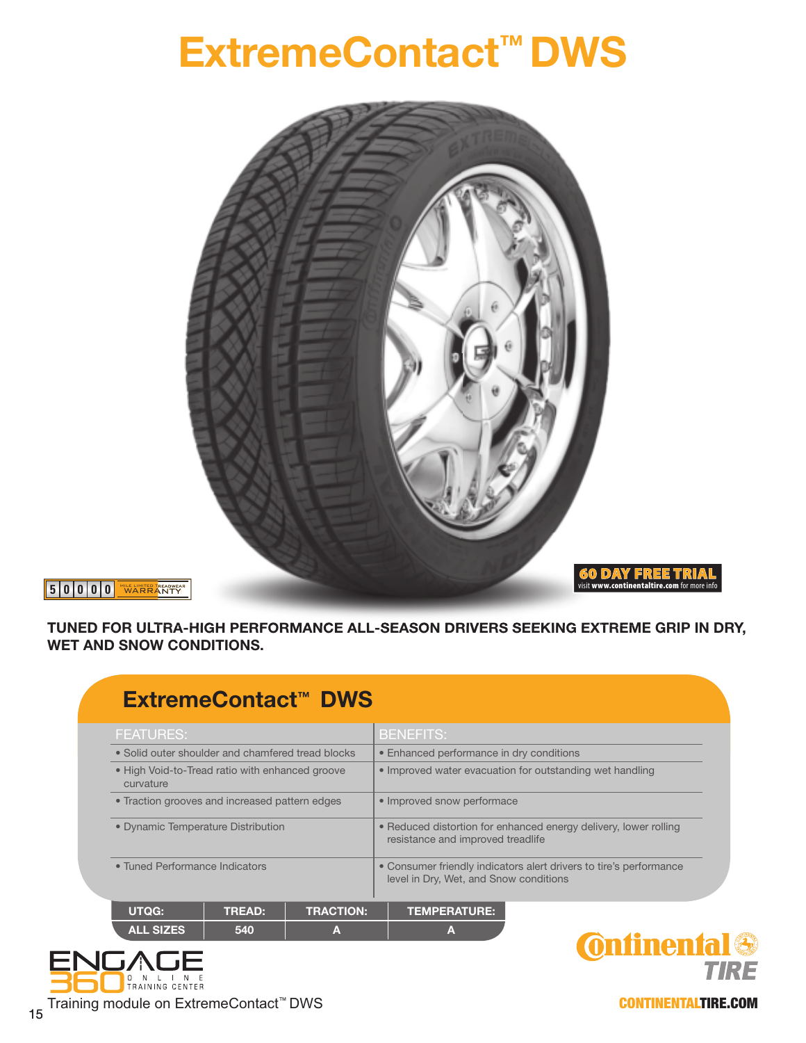# ExtremeContact™ DWS

50000 MILE LIMITED TREADWEAR WARRANTY

60 DAY FREE TRIAL
visit www.continentaltire.com for more info

**TUNED FOR ULTRA-HIGH PERFORMANCE ALL-SEASON DRIVERS SEEKING EXTREME GRIP IN DRY, WET AND SNOW CONDITIONS.**

## ExtremeContact™ DWS

| FEATURES: | BENEFITS: |
|---|---|
| • Solid outer shoulder and chamfered tread blocks | • Enhanced performance in dry conditions |
| • High Void-to-Tread ratio with enhanced groove curvature | • Improved water evacuation for outstanding wet handling |
| • Traction grooves and increased pattern edges | • Improved snow performace |
| • Dynamic Temperature Distribution | • Reduced distortion for enhanced energy delivery, lower rolling resistance and improved treadlife |
| • Tuned Performance Indicators | • Consumer friendly indicators alert drivers to tire's performance level in Dry, Wet, and Snow conditions |

| UTQG: | TREAD: | TRACTION: | TEMPERATURE: |
|---|---|---|---|
| ALL SIZES | 540 | A | A |

ENGAGE 360 ONLINE TRAINING CENTER

Training module on ExtremeContact™ DWS

Continental TIRE

CONTINENTALTIRE.COM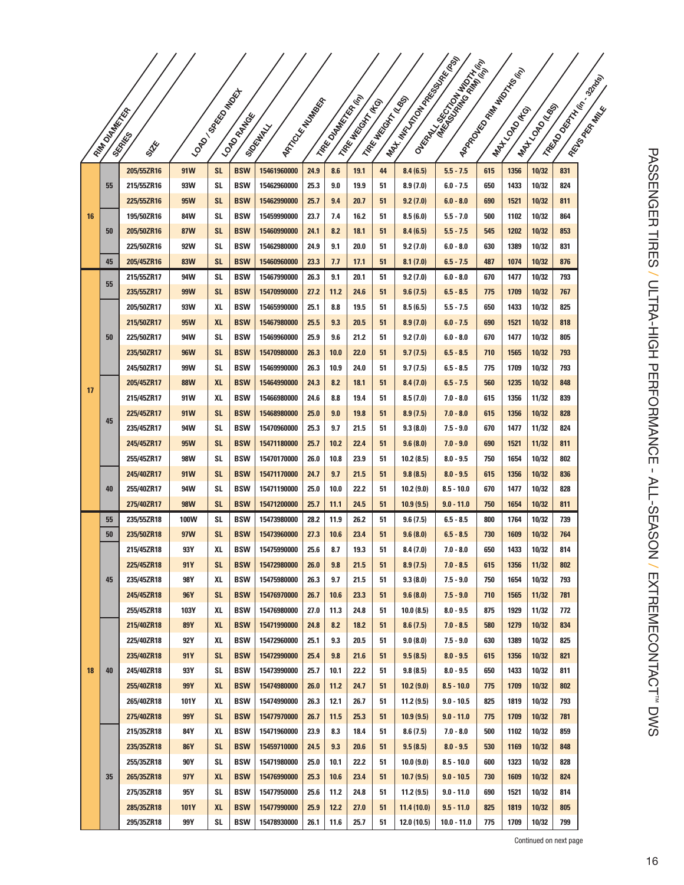# PASSENGER TIRES / ULTRA-HIGH PERFORMANCE - ALL-SEASON / EXTREMECONTACT™ DWS

| RIM DIAMETER | SERIES | SIZE | LOAD / SPEED INDEX | LOAD RANGE | SIDEWALL | ARTICLE NUMBER | TIRE DIAMETER (in) | TIRE WEIGHT (KG) | TIRE WEIGHT (LBS) | MAX. INFLATION PRESSURE (PSI) | OVERALL SECTION WIDTH (in) (MEASURING RIM) (in) | APPROVED RIM WIDTHS (in) | MAX LOAD (KG) | MAX LOAD (LBS) | TREAD DEPTH (in - 32nds) | REVS PER MILE |
|---|---|---|---|---|---|---|---|---|---|---|---|---|---|---|---|---|
| 16 | 55 | 205/55ZR16 | 91W | SL | BSW | 15461960000 | 24.9 | 8.6 | 19.1 | 44 | 8.4 (6.5) | 5.5 - 7.5 | 615 | 1356 | 10/32 | 831 |
| | | 215/55ZR16 | 93W | SL | BSW | 15462960000 | 25.3 | 9.0 | 19.9 | 51 | 8.9 (7.0) | 6.0 - 7.5 | 650 | 1433 | 10/32 | 824 |
| | | 225/55ZR16 | 95W | SL | BSW | 15462990000 | 25.7 | 9.4 | 20.7 | 51 | 9.2 (7.0) | 6.0 - 8.0 | 690 | 1521 | 10/32 | 811 |
| | 50 | 195/50ZR16 | 84W | SL | BSW | 15459990000 | 23.7 | 7.4 | 16.2 | 51 | 8.5 (6.0) | 5.5 - 7.0 | 500 | 1102 | 10/32 | 864 |
| | | 205/50ZR16 | 87W | SL | BSW | 15460990000 | 24.1 | 8.2 | 18.1 | 51 | 8.4 (6.5) | 5.5 - 7.5 | 545 | 1202 | 10/32 | 853 |
| | | 225/50ZR16 | 92W | SL | BSW | 15462980000 | 24.9 | 9.1 | 20.0 | 51 | 9.2 (7.0) | 6.0 - 8.0 | 630 | 1389 | 10/32 | 831 |
| | 45 | 205/45ZR16 | 83W | SL | BSW | 15460960000 | 23.3 | 7.7 | 17.1 | 51 | 8.1 (7.0) | 6.5 - 7.5 | 487 | 1074 | 10/32 | 876 |
| 17 | 55 | 215/55ZR17 | 94W | SL | BSW | 15467990000 | 26.3 | 9.1 | 20.1 | 51 | 9.2 (7.0) | 6.0 - 8.0 | 670 | 1477 | 10/32 | 793 |
| | | 235/55ZR17 | 99W | SL | BSW | 15470990000 | 27.2 | 11.2 | 24.6 | 51 | 9.6 (7.5) | 6.5 - 8.5 | 775 | 1709 | 10/32 | 767 |
| | 50 | 205/50ZR17 | 93W | XL | BSW | 15465990000 | 25.1 | 8.8 | 19.5 | 51 | 8.5 (6.5) | 5.5 - 7.5 | 650 | 1433 | 10/32 | 825 |
| | | 215/50ZR17 | 95W | XL | BSW | 15467980000 | 25.5 | 9.3 | 20.5 | 51 | 8.9 (7.0) | 6.0 - 7.5 | 690 | 1521 | 10/32 | 818 |
| | | 225/50ZR17 | 94W | SL | BSW | 15469960000 | 25.9 | 9.6 | 21.2 | 51 | 9.2 (7.0) | 6.0 - 8.0 | 670 | 1477 | 10/32 | 805 |
| | | 235/50ZR17 | 96W | SL | BSW | 15470980000 | 26.3 | 10.0 | 22.0 | 51 | 9.7 (7.5) | 6.5 - 8.5 | 710 | 1565 | 10/32 | 793 |
| | | 245/50ZR17 | 99W | SL | BSW | 15469990000 | 26.3 | 10.9 | 24.0 | 51 | 9.7 (7.5) | 6.5 - 8.5 | 775 | 1709 | 10/32 | 793 |
| | 45 | 205/45ZR17 | 88W | XL | BSW | 15464990000 | 24.3 | 8.2 | 18.1 | 51 | 8.4 (7.0) | 6.5 - 7.5 | 560 | 1235 | 10/32 | 848 |
| | | 215/45ZR17 | 91W | XL | BSW | 15466980000 | 24.6 | 8.8 | 19.4 | 51 | 8.5 (7.0) | 7.0 - 8.0 | 615 | 1356 | 11/32 | 839 |
| | | 225/45ZR17 | 91W | SL | BSW | 15468980000 | 25.0 | 9.0 | 19.8 | 51 | 8.9 (7.5) | 7.0 - 8.0 | 615 | 1356 | 10/32 | 828 |
| | | 235/45ZR17 | 94W | SL | BSW | 15470960000 | 25.3 | 9.7 | 21.5 | 51 | 9.3 (8.0) | 7.5 - 9.0 | 670 | 1477 | 11/32 | 824 |
| | | 245/45ZR17 | 95W | SL | BSW | 15471180000 | 25.7 | 10.2 | 22.4 | 51 | 9.6 (8.0) | 7.0 - 9.0 | 690 | 1521 | 11/32 | 811 |
| | | 255/45ZR17 | 98W | SL | BSW | 15470170000 | 26.0 | 10.8 | 23.9 | 51 | 10.2 (8.5) | 8.0 - 9.5 | 750 | 1654 | 10/32 | 802 |
| | 40 | 245/40ZR17 | 91W | SL | BSW | 15471170000 | 24.7 | 9.7 | 21.5 | 51 | 9.8 (8.5) | 8.0 - 9.5 | 615 | 1356 | 10/32 | 836 |
| | | 255/40ZR17 | 94W | SL | BSW | 15471190000 | 25.0 | 10.0 | 22.2 | 51 | 10.2 (9.0) | 8.5 - 10.0 | 670 | 1477 | 10/32 | 828 |
| | | 275/40ZR17 | 98W | SL | BSW | 15471200000 | 25.7 | 11.1 | 24.5 | 51 | 10.9 (9.5) | 9.0 - 11.0 | 750 | 1654 | 10/32 | 811 |
| 18 | 55 | 235/55ZR18 | 100W | SL | BSW | 15473980000 | 28.2 | 11.9 | 26.2 | 51 | 9.6 (7.5) | 6.5 - 8.5 | 800 | 1764 | 10/32 | 739 |
| | 50 | 235/50ZR18 | 97W | SL | BSW | 15473960000 | 27.3 | 10.6 | 23.4 | 51 | 9.6 (8.0) | 6.5 - 8.5 | 730 | 1609 | 10/32 | 764 |
| | 45 | 215/45ZR18 | 93Y | XL | BSW | 15475990000 | 25.6 | 8.7 | 19.3 | 51 | 8.4 (7.0) | 7.0 - 8.0 | 650 | 1433 | 10/32 | 814 |
| | | 225/45ZR18 | 91Y | SL | BSW | 15472980000 | 26.0 | 9.8 | 21.5 | 51 | 8.9 (7.5) | 7.0 - 8.5 | 615 | 1356 | 11/32 | 802 |
| | | 235/45ZR18 | 98Y | XL | BSW | 15475980000 | 26.3 | 9.7 | 21.5 | 51 | 9.3 (8.0) | 7.5 - 9.0 | 750 | 1654 | 10/32 | 793 |
| | | 245/45ZR18 | 96Y | SL | BSW | 15476970000 | 26.7 | 10.6 | 23.3 | 51 | 9.6 (8.0) | 7.5 - 9.0 | 710 | 1565 | 11/32 | 781 |
| | | 255/45ZR18 | 103Y | XL | BSW | 15476980000 | 27.0 | 11.3 | 24.8 | 51 | 10.0 (8.5) | 8.0 - 9.5 | 875 | 1929 | 11/32 | 772 |
| | 40 | 215/40ZR18 | 89Y | XL | BSW | 15471990000 | 24.8 | 8.2 | 18.2 | 51 | 8.6 (7.5) | 7.0 - 8.5 | 580 | 1279 | 10/32 | 834 |
| | | 225/40ZR18 | 92Y | XL | BSW | 15472960000 | 25.1 | 9.3 | 20.5 | 51 | 9.0 (8.0) | 7.5 - 9.0 | 630 | 1389 | 10/32 | 825 |
| | | 235/40ZR18 | 91Y | SL | BSW | 15472990000 | 25.4 | 9.8 | 21.6 | 51 | 9.5 (8.5) | 8.0 - 9.5 | 615 | 1356 | 10/32 | 821 |
| | | 245/40ZR18 | 93Y | SL | BSW | 15473990000 | 25.7 | 10.1 | 22.2 | 51 | 9.8 (8.5) | 8.0 - 9.5 | 650 | 1433 | 10/32 | 811 |
| | | 255/40ZR18 | 99Y | XL | BSW | 15474980000 | 26.0 | 11.2 | 24.7 | 51 | 10.2 (9.0) | 8.5 - 10.0 | 775 | 1709 | 10/32 | 802 |
| | | 265/40ZR18 | 101Y | XL | BSW | 15474990000 | 26.3 | 12.1 | 26.7 | 51 | 11.2 (9.5) | 9.0 - 10.5 | 825 | 1819 | 10/32 | 793 |
| | | 275/40ZR18 | 99Y | SL | BSW | 15477970000 | 26.7 | 11.5 | 25.3 | 51 | 10.9 (9.5) | 9.0 - 11.0 | 775 | 1709 | 10/32 | 781 |
| | 35 | 215/35ZR18 | 84Y | XL | BSW | 15471960000 | 23.9 | 8.3 | 18.4 | 51 | 8.6 (7.5) | 7.0 - 8.0 | 500 | 1102 | 10/32 | 859 |
| | | 235/35ZR18 | 86Y | SL | BSW | 15459710000 | 24.5 | 9.3 | 20.6 | 51 | 9.5 (8.5) | 8.0 - 9.5 | 530 | 1169 | 10/32 | 848 |
| | | 255/35ZR18 | 90Y | SL | BSW | 15471980000 | 25.0 | 10.1 | 22.2 | 51 | 10.0 (9.0) | 8.5 - 10.0 | 600 | 1323 | 10/32 | 828 |
| | | 265/35ZR18 | 97Y | XL | BSW | 15476990000 | 25.3 | 10.6 | 23.4 | 51 | 10.7 (9.5) | 9.0 - 10.5 | 730 | 1609 | 10/32 | 824 |
| | | 275/35ZR18 | 95Y | SL | BSW | 15477950000 | 25.6 | 11.2 | 24.8 | 51 | 11.2 (9.5) | 9.0 - 11.0 | 690 | 1521 | 10/32 | 814 |
| | | 285/35ZR18 | 101Y | XL | BSW | 15477990000 | 25.9 | 12.2 | 27.0 | 51 | 11.4 (10.0) | 9.5 - 11.0 | 825 | 1819 | 10/32 | 805 |
| | | 295/35ZR18 | 99Y | SL | BSW | 15478930000 | 26.1 | 11.6 | 25.7 | 51 | 12.0 (10.5) | 10.0 - 11.0 | 775 | 1709 | 10/32 | 799 |

Continued on next page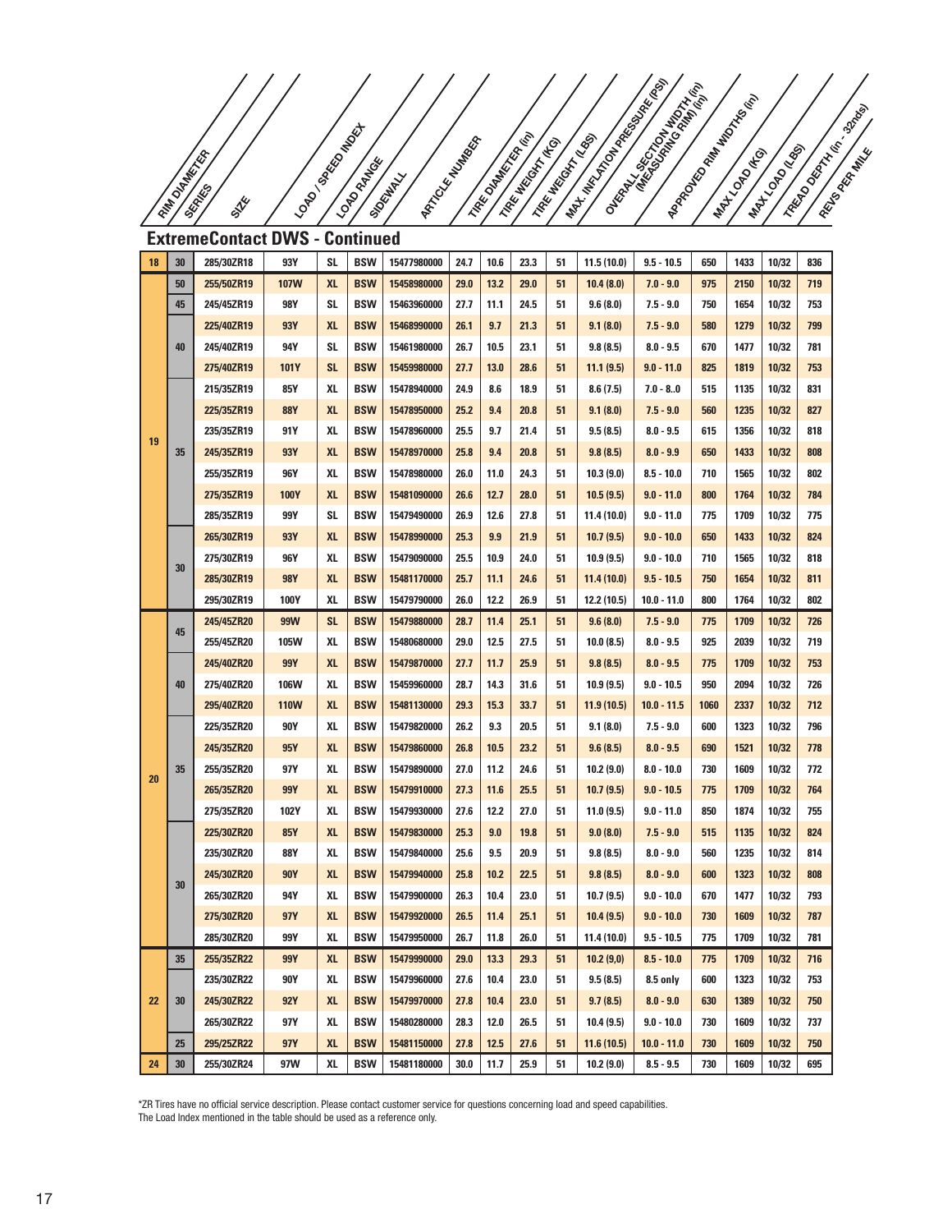## ExtremeContact DWS - Continued

| RIM DIAMETER | SERIES | SIZE | LOAD / SPEED INDEX | LOAD RANGE | SIDEWALL | ARTICLE NUMBER | TIRE DIAMETER (in) | TIRE WEIGHT (KG) | TIRE WEIGHT (LBS) | MAX. INFLATION PRESSURE (PSI) | OVERALL SECTION WIDTH (in) (MEASURING RIM) (in) | APPROVED RIM WIDTHS (in) | MAX LOAD (KG) | MAX LOAD (LBS) | TREAD DEPTH (in - 32nds) | REVS PER MILE |
|---|---|---|---|---|---|---|---|---|---|---|---|---|---|---|---|---|
| 18 | 30 | 285/30ZR18 | 93Y | SL | BSW | 15477980000 | 24.7 | 10.6 | 23.3 | 51 | 11.5 (10.0) | 9.5 - 10.5 | 650 | 1433 | 10/32 | 836 |
| 19 | 50 | 255/50ZR19 | 107W | XL | BSW | 15458980000 | 29.0 | 13.2 | 29.0 | 51 | 10.4 (8.0) | 7.0 - 9.0 | 975 | 2150 | 10/32 | 719 |
| | 45 | 245/45ZR19 | 98Y | SL | BSW | 15463960000 | 27.7 | 11.1 | 24.5 | 51 | 9.6 (8.0) | 7.5 - 9.0 | 750 | 1654 | 10/32 | 753 |
| | 40 | 225/40ZR19 | 93Y | XL | BSW | 15468990000 | 26.1 | 9.7 | 21.3 | 51 | 9.1 (8.0) | 7.5 - 9.0 | 580 | 1279 | 10/32 | 799 |
| | | 245/40ZR19 | 94Y | SL | BSW | 15461980000 | 26.7 | 10.5 | 23.1 | 51 | 9.8 (8.5) | 8.0 - 9.5 | 670 | 1477 | 10/32 | 781 |
| | | 275/40ZR19 | 101Y | SL | BSW | 15459980000 | 27.7 | 13.0 | 28.6 | 51 | 11.1 (9.5) | 9.0 - 11.0 | 825 | 1819 | 10/32 | 753 |
| | 35 | 215/35ZR19 | 85Y | XL | BSW | 15478940000 | 24.9 | 8.6 | 18.9 | 51 | 8.6 (7.5) | 7.0 - 8..0 | 515 | 1135 | 10/32 | 831 |
| | | 225/35ZR19 | 88Y | XL | BSW | 15478950000 | 25.2 | 9.4 | 20.8 | 51 | 9.1 (8.0) | 7.5 - 9.0 | 560 | 1235 | 10/32 | 827 |
| | | 235/35ZR19 | 91Y | XL | BSW | 15478960000 | 25.5 | 9.7 | 21.4 | 51 | 9.5 (8.5) | 8.0 - 9.5 | 615 | 1356 | 10/32 | 818 |
| | | 245/35ZR19 | 93Y | XL | BSW | 15478970000 | 25.8 | 9.4 | 20.8 | 51 | 9.8 (8.5) | 8.0 - 9.9 | 650 | 1433 | 10/32 | 808 |
| | | 255/35ZR19 | 96Y | XL | BSW | 15478980000 | 26.0 | 11.0 | 24.3 | 51 | 10.3 (9.0) | 8.5 - 10.0 | 710 | 1565 | 10/32 | 802 |
| | | 275/35ZR19 | 100Y | XL | BSW | 15481090000 | 26.6 | 12.7 | 28.0 | 51 | 10.5 (9.5) | 9.0 - 11.0 | 800 | 1764 | 10/32 | 784 |
| | | 285/35ZR19 | 99Y | SL | BSW | 15479490000 | 26.9 | 12.6 | 27.8 | 51 | 11.4 (10.0) | 9.0 - 11.0 | 775 | 1709 | 10/32 | 775 |
| | 30 | 265/30ZR19 | 93Y | XL | BSW | 15478990000 | 25.3 | 9.9 | 21.9 | 51 | 10.7 (9.5) | 9.0 - 10.0 | 650 | 1433 | 10/32 | 824 |
| | | 275/30ZR19 | 96Y | XL | BSW | 15479090000 | 25.5 | 10.9 | 24.0 | 51 | 10.9 (9.5) | 9.0 - 10.0 | 710 | 1565 | 10/32 | 818 |
| | | 285/30ZR19 | 98Y | XL | BSW | 15481170000 | 25.7 | 11.1 | 24.6 | 51 | 11.4 (10.0) | 9.5 - 10.5 | 750 | 1654 | 10/32 | 811 |
| | | 295/30ZR19 | 100Y | XL | BSW | 15479790000 | 26.0 | 12.2 | 26.9 | 51 | 12.2 (10.5) | 10.0 - 11.0 | 800 | 1764 | 10/32 | 802 |
| 20 | 45 | 245/45ZR20 | 99W | SL | BSW | 15479880000 | 28.7 | 11.4 | 25.1 | 51 | 9.6 (8.0) | 7.5 - 9.0 | 775 | 1709 | 10/32 | 726 |
| | | 255/45ZR20 | 105W | XL | BSW | 15480680000 | 29.0 | 12.5 | 27.5 | 51 | 10.0 (8.5) | 8.0 - 9.5 | 925 | 2039 | 10/32 | 719 |
| | 40 | 245/40ZR20 | 99Y | XL | BSW | 15479870000 | 27.7 | 11.7 | 25.9 | 51 | 9.8 (8.5) | 8.0 - 9.5 | 775 | 1709 | 10/32 | 753 |
| | | 275/40ZR20 | 106W | XL | BSW | 15459960000 | 28.7 | 14.3 | 31.6 | 51 | 10.9 (9.5) | 9.0 - 10.5 | 950 | 2094 | 10/32 | 726 |
| | | 295/40ZR20 | 110W | XL | BSW | 15481130000 | 29.3 | 15.3 | 33.7 | 51 | 11.9 (10.5) | 10.0 - 11.5 | 1060 | 2337 | 10/32 | 712 |
| | 35 | 225/35ZR20 | 90Y | XL | BSW | 15479820000 | 26.2 | 9.3 | 20.5 | 51 | 9.1 (8.0) | 7.5 - 9.0 | 600 | 1323 | 10/32 | 796 |
| | | 245/35ZR20 | 95Y | XL | BSW | 15479860000 | 26.8 | 10.5 | 23.2 | 51 | 9.6 (8.5) | 8.0 - 9.5 | 690 | 1521 | 10/32 | 778 |
| | | 255/35ZR20 | 97Y | XL | BSW | 15479890000 | 27.0 | 11.2 | 24.6 | 51 | 10.2 (9.0) | 8.0 - 10.0 | 730 | 1609 | 10/32 | 772 |
| | | 265/35ZR20 | 99Y | XL | BSW | 15479910000 | 27.3 | 11.6 | 25.5 | 51 | 10.7 (9.5) | 9.0 - 10.5 | 775 | 1709 | 10/32 | 764 |
| | | 275/35ZR20 | 102Y | XL | BSW | 15479930000 | 27.6 | 12.2 | 27.0 | 51 | 11.0 (9.5) | 9.0 - 11.0 | 850 | 1874 | 10/32 | 755 |
| | 30 | 225/30ZR20 | 85Y | XL | BSW | 15479830000 | 25.3 | 9.0 | 19.8 | 51 | 9.0 (8.0) | 7.5 - 9.0 | 515 | 1135 | 10/32 | 824 |
| | | 235/30ZR20 | 88Y | XL | BSW | 15479840000 | 25.6 | 9.5 | 20.9 | 51 | 9.8 (8.5) | 8.0 - 9.0 | 560 | 1235 | 10/32 | 814 |
| | | 245/30ZR20 | 90Y | XL | BSW | 15479940000 | 25.8 | 10.2 | 22.5 | 51 | 9.8 (8.5) | 8.0 - 9.0 | 600 | 1323 | 10/32 | 808 |
| | | 265/30ZR20 | 94Y | XL | BSW | 15479900000 | 26.3 | 10.4 | 23.0 | 51 | 10.7 (9.5) | 9.0 - 10.0 | 670 | 1477 | 10/32 | 793 |
| | | 275/30ZR20 | 97Y | XL | BSW | 15479920000 | 26.5 | 11.4 | 25.1 | 51 | 10.4 (9.5) | 9.0 - 10.0 | 730 | 1609 | 10/32 | 787 |
| | | 285/30ZR20 | 99Y | XL | BSW | 15479950000 | 26.7 | 11.8 | 26.0 | 51 | 11.4 (10.0) | 9.5 - 10.5 | 775 | 1709 | 10/32 | 781 |
| 22 | 35 | 255/35ZR22 | 99Y | XL | BSW | 15479990000 | 29.0 | 13.3 | 29.3 | 51 | 10.2 (9,0) | 8.5 - 10.0 | 775 | 1709 | 10/32 | 716 |
| | 30 | 235/30ZR22 | 90Y | XL | BSW | 15479960000 | 27.6 | 10.4 | 23.0 | 51 | 9.5 (8.5) | 8.5 only | 600 | 1323 | 10/32 | 753 |
| | | 245/30ZR22 | 92Y | XL | BSW | 15479970000 | 27.8 | 10.4 | 23.0 | 51 | 9.7 (8.5) | 8.0 - 9.0 | 630 | 1389 | 10/32 | 750 |
| | | 265/30ZR22 | 97Y | XL | BSW | 15480280000 | 28.3 | 12.0 | 26.5 | 51 | 10.4 (9.5) | 9.0 - 10.0 | 730 | 1609 | 10/32 | 737 |
| | 25 | 295/25ZR22 | 97Y | XL | BSW | 15481150000 | 27.8 | 12.5 | 27.6 | 51 | 11.6 (10.5) | 10.0 - 11.0 | 730 | 1609 | 10/32 | 750 |
| 24 | 30 | 255/30ZR24 | 97W | XL | BSW | 15481180000 | 30.0 | 11.7 | 25.9 | 51 | 10.2 (9.0) | 8.5 - 9.5 | 730 | 1609 | 10/32 | 695 |

*ZR Tires have no official service description. Please contact customer service for questions concerning load and speed capabilities.
The Load Index mentioned in the table should be used as a reference only.